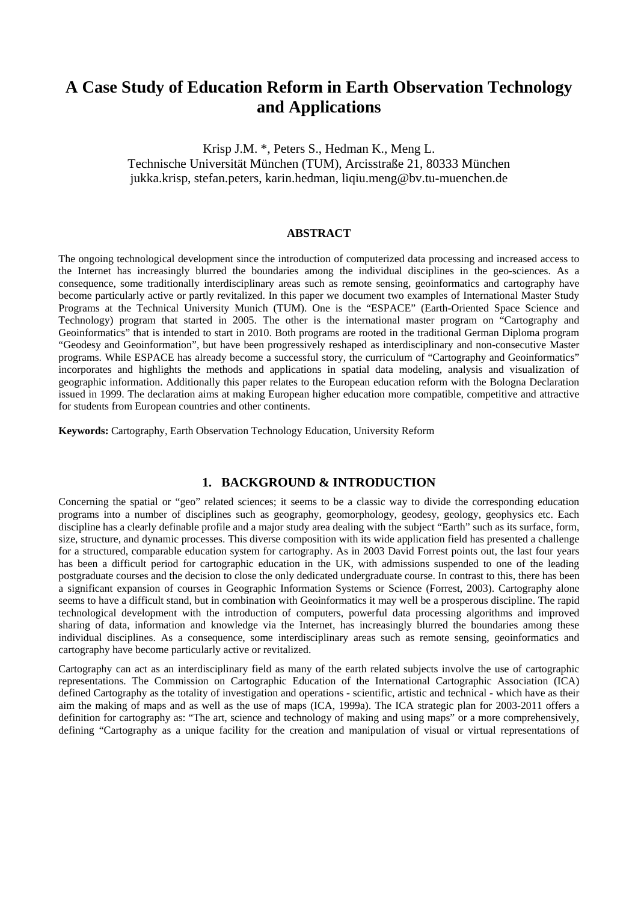# A Case Study of Education Reform in Earth Observation Technology and Applications

Krisp J.M. *, Peters S., Hedman K., Meng L.
Technische Universität München (TUM), Arcisstraße 21, 80333 München
jukka.krisp, stefan.peters, karin.hedman, liqiu.meng@bv.tu-muenchen.de

## ABSTRACT

The ongoing technological development since the introduction of computerized data processing and increased access to the Internet has increasingly blurred the boundaries among the individual disciplines in the geo-sciences. As a consequence, some traditionally interdisciplinary areas such as remote sensing, geoinformatics and cartography have become particularly active or partly revitalized. In this paper we document two examples of International Master Study Programs at the Technical University Munich (TUM). One is the "ESPACE" (Earth-Oriented Space Science and Technology) program that started in 2005. The other is the international master program on "Cartography and Geoinformatics" that is intended to start in 2010. Both programs are rooted in the traditional German Diploma program "Geodesy and Geoinformation", but have been progressively reshaped as interdisciplinary and non-consecutive Master programs. While ESPACE has already become a successful story, the curriculum of "Cartography and Geoinformatics" incorporates and highlights the methods and applications in spatial data modeling, analysis and visualization of geographic information. Additionally this paper relates to the European education reform with the Bologna Declaration issued in 1999. The declaration aims at making European higher education more compatible, competitive and attractive for students from European countries and other continents.

**Keywords:** Cartography, Earth Observation Technology Education, University Reform

## 1. BACKGROUND & INTRODUCTION

Concerning the spatial or "geo" related sciences; it seems to be a classic way to divide the corresponding education programs into a number of disciplines such as geography, geomorphology, geodesy, geology, geophysics etc. Each discipline has a clearly definable profile and a major study area dealing with the subject "Earth" such as its surface, form, size, structure, and dynamic processes. This diverse composition with its wide application field has presented a challenge for a structured, comparable education system for cartography. As in 2003 David Forrest points out, the last four years has been a difficult period for cartographic education in the UK, with admissions suspended to one of the leading postgraduate courses and the decision to close the only dedicated undergraduate course. In contrast to this, there has been a significant expansion of courses in Geographic Information Systems or Science (Forrest, 2003). Cartography alone seems to have a difficult stand, but in combination with Geoinformatics it may well be a prosperous discipline. The rapid technological development with the introduction of computers, powerful data processing algorithms and improved sharing of data, information and knowledge via the Internet, has increasingly blurred the boundaries among these individual disciplines. As a consequence, some interdisciplinary areas such as remote sensing, geoinformatics and cartography have become particularly active or revitalized.

Cartography can act as an interdisciplinary field as many of the earth related subjects involve the use of cartographic representations. The Commission on Cartographic Education of the International Cartographic Association (ICA) defined Cartography as the totality of investigation and operations - scientific, artistic and technical - which have as their aim the making of maps and as well as the use of maps (ICA, 1999a). The ICA strategic plan for 2003-2011 offers a definition for cartography as: "The art, science and technology of making and using maps" or a more comprehensively, defining "Cartography as a unique facility for the creation and manipulation of visual or virtual representations of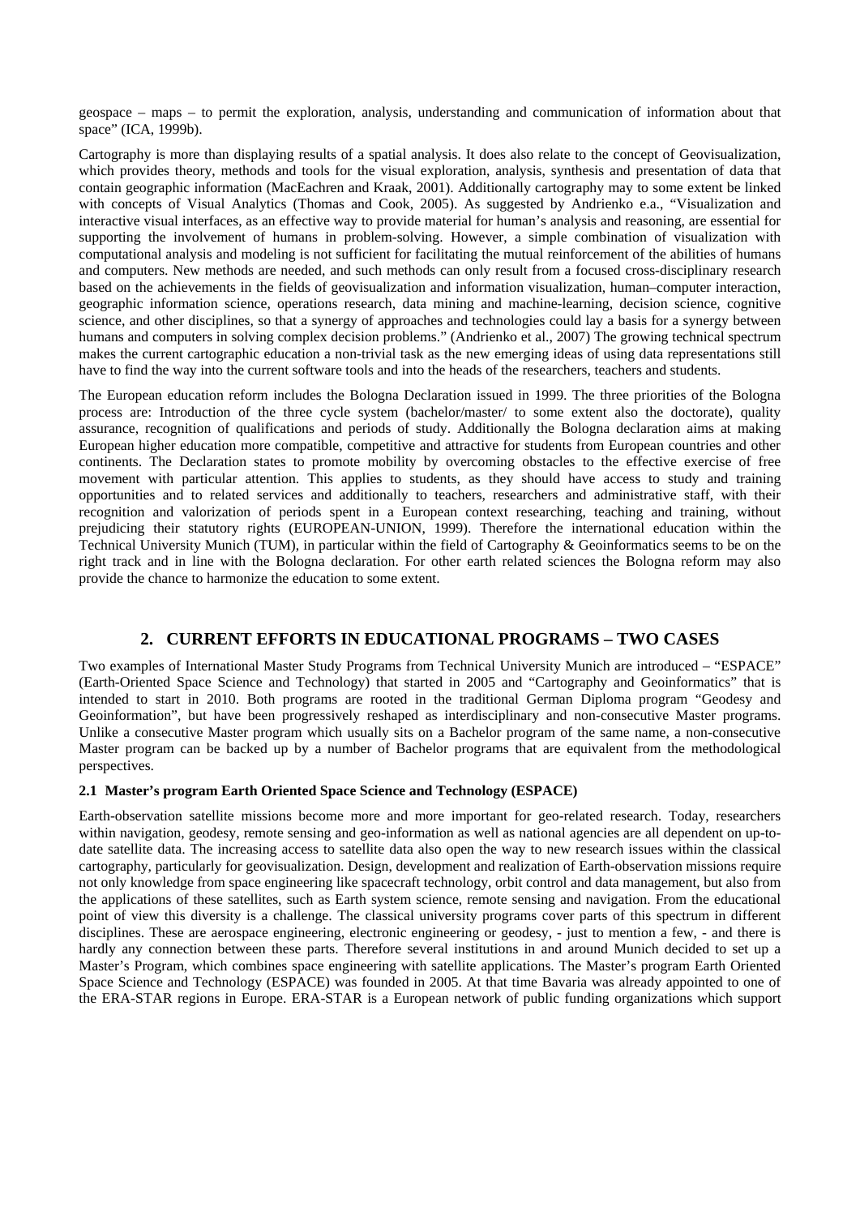geospace – maps – to permit the exploration, analysis, understanding and communication of information about that space" (ICA, 1999b).

Cartography is more than displaying results of a spatial analysis. It does also relate to the concept of Geovisualization, which provides theory, methods and tools for the visual exploration, analysis, synthesis and presentation of data that contain geographic information (MacEachren and Kraak, 2001). Additionally cartography may to some extent be linked with concepts of Visual Analytics (Thomas and Cook, 2005). As suggested by Andrienko e.a., "Visualization and interactive visual interfaces, as an effective way to provide material for human's analysis and reasoning, are essential for supporting the involvement of humans in problem-solving. However, a simple combination of visualization with computational analysis and modeling is not sufficient for facilitating the mutual reinforcement of the abilities of humans and computers. New methods are needed, and such methods can only result from a focused cross-disciplinary research based on the achievements in the fields of geovisualization and information visualization, human–computer interaction, geographic information science, operations research, data mining and machine-learning, decision science, cognitive science, and other disciplines, so that a synergy of approaches and technologies could lay a basis for a synergy between humans and computers in solving complex decision problems." (Andrienko et al., 2007) The growing technical spectrum makes the current cartographic education a non-trivial task as the new emerging ideas of using data representations still have to find the way into the current software tools and into the heads of the researchers, teachers and students.

The European education reform includes the Bologna Declaration issued in 1999. The three priorities of the Bologna process are: Introduction of the three cycle system (bachelor/master/ to some extent also the doctorate), quality assurance, recognition of qualifications and periods of study. Additionally the Bologna declaration aims at making European higher education more compatible, competitive and attractive for students from European countries and other continents. The Declaration states to promote mobility by overcoming obstacles to the effective exercise of free movement with particular attention. This applies to students, as they should have access to study and training opportunities and to related services and additionally to teachers, researchers and administrative staff, with their recognition and valorization of periods spent in a European context researching, teaching and training, without prejudicing their statutory rights (EUROPEAN-UNION, 1999). Therefore the international education within the Technical University Munich (TUM), in particular within the field of Cartography & Geoinformatics seems to be on the right track and in line with the Bologna declaration. For other earth related sciences the Bologna reform may also provide the chance to harmonize the education to some extent.

## 2. CURRENT EFFORTS IN EDUCATIONAL PROGRAMS – TWO CASES

Two examples of International Master Study Programs from Technical University Munich are introduced – "ESPACE" (Earth-Oriented Space Science and Technology) that started in 2005 and "Cartography and Geoinformatics" that is intended to start in 2010. Both programs are rooted in the traditional German Diploma program "Geodesy and Geoinformation", but have been progressively reshaped as interdisciplinary and non-consecutive Master programs. Unlike a consecutive Master program which usually sits on a Bachelor program of the same name, a non-consecutive Master program can be backed up by a number of Bachelor programs that are equivalent from the methodological perspectives.

### 2.1 Master's program Earth Oriented Space Science and Technology (ESPACE)

Earth-observation satellite missions become more and more important for geo-related research. Today, researchers within navigation, geodesy, remote sensing and geo-information as well as national agencies are all dependent on up-to-date satellite data. The increasing access to satellite data also open the way to new research issues within the classical cartography, particularly for geovisualization. Design, development and realization of Earth-observation missions require not only knowledge from space engineering like spacecraft technology, orbit control and data management, but also from the applications of these satellites, such as Earth system science, remote sensing and navigation. From the educational point of view this diversity is a challenge. The classical university programs cover parts of this spectrum in different disciplines. These are aerospace engineering, electronic engineering or geodesy, - just to mention a few, - and there is hardly any connection between these parts. Therefore several institutions in and around Munich decided to set up a Master's Program, which combines space engineering with satellite applications. The Master's program Earth Oriented Space Science and Technology (ESPACE) was founded in 2005. At that time Bavaria was already appointed to one of the ERA-STAR regions in Europe. ERA-STAR is a European network of public funding organizations which support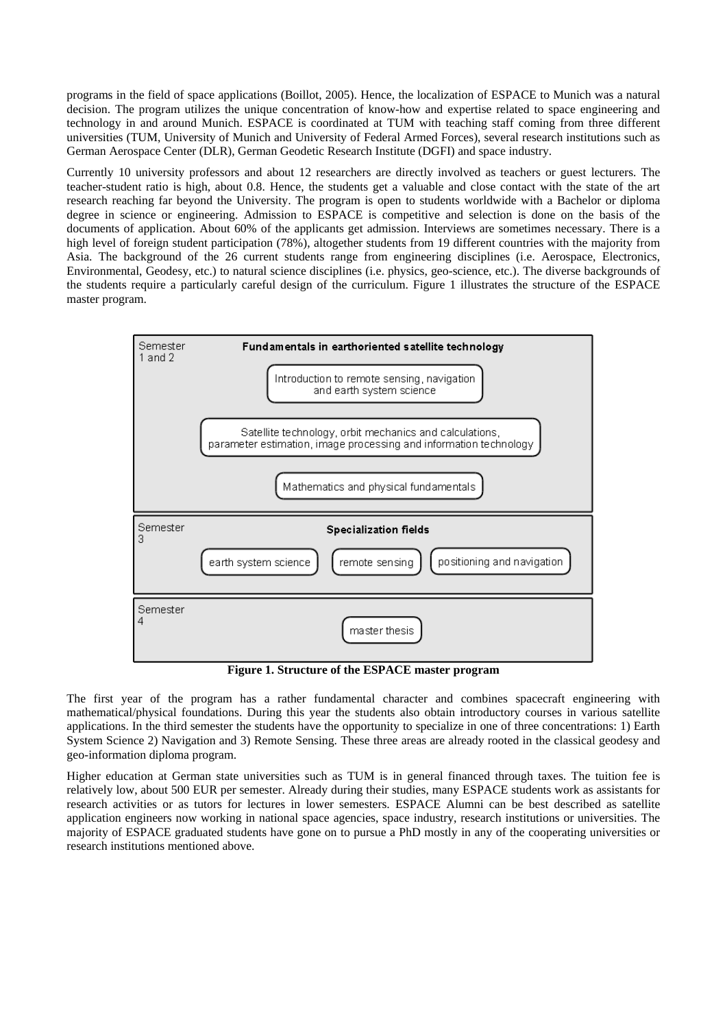programs in the field of space applications (Boillot, 2005). Hence, the localization of ESPACE to Munich was a natural decision. The program utilizes the unique concentration of know-how and expertise related to space engineering and technology in and around Munich. ESPACE is coordinated at TUM with teaching staff coming from three different universities (TUM, University of Munich and University of Federal Armed Forces), several research institutions such as German Aerospace Center (DLR), German Geodetic Research Institute (DGFI) and space industry.

Currently 10 university professors and about 12 researchers are directly involved as teachers or guest lecturers. The teacher-student ratio is high, about 0.8. Hence, the students get a valuable and close contact with the state of the art research reaching far beyond the University. The program is open to students worldwide with a Bachelor or diploma degree in science or engineering. Admission to ESPACE is competitive and selection is done on the basis of the documents of application. About 60% of the applicants get admission. Interviews are sometimes necessary. There is a high level of foreign student participation (78%), altogether students from 19 different countries with the majority from Asia. The background of the 26 current students range from engineering disciplines (i.e. Aerospace, Electronics, Environmental, Geodesy, etc.) to natural science disciplines (i.e. physics, geo-science, etc.). The diverse backgrounds of the students require a particularly careful design of the curriculum. Figure 1 illustrates the structure of the ESPACE master program.

| Semester | Content |
|---|---|
| Semester 1 and 2 | **Fundamentals in earthoriented satellite technology**: Introduction to remote sensing, navigation and earth system science; Satellite technology, orbit mechanics and calculations, parameter estimation, image processing and information technology; Mathematics and physical fundamentals |
| Semester 3 | **Specialization fields**: earth system science; remote sensing; positioning and navigation |
| Semester 4 | master thesis |

**Figure 1. Structure of the ESPACE master program**

The first year of the program has a rather fundamental character and combines spacecraft engineering with mathematical/physical foundations. During this year the students also obtain introductory courses in various satellite applications. In the third semester the students have the opportunity to specialize in one of three concentrations: 1) Earth System Science 2) Navigation and 3) Remote Sensing. These three areas are already rooted in the classical geodesy and geo-information diploma program.

Higher education at German state universities such as TUM is in general financed through taxes. The tuition fee is relatively low, about 500 EUR per semester. Already during their studies, many ESPACE students work as assistants for research activities or as tutors for lectures in lower semesters. ESPACE Alumni can be best described as satellite application engineers now working in national space agencies, space industry, research institutions or universities. The majority of ESPACE graduated students have gone on to pursue a PhD mostly in any of the cooperating universities or research institutions mentioned above.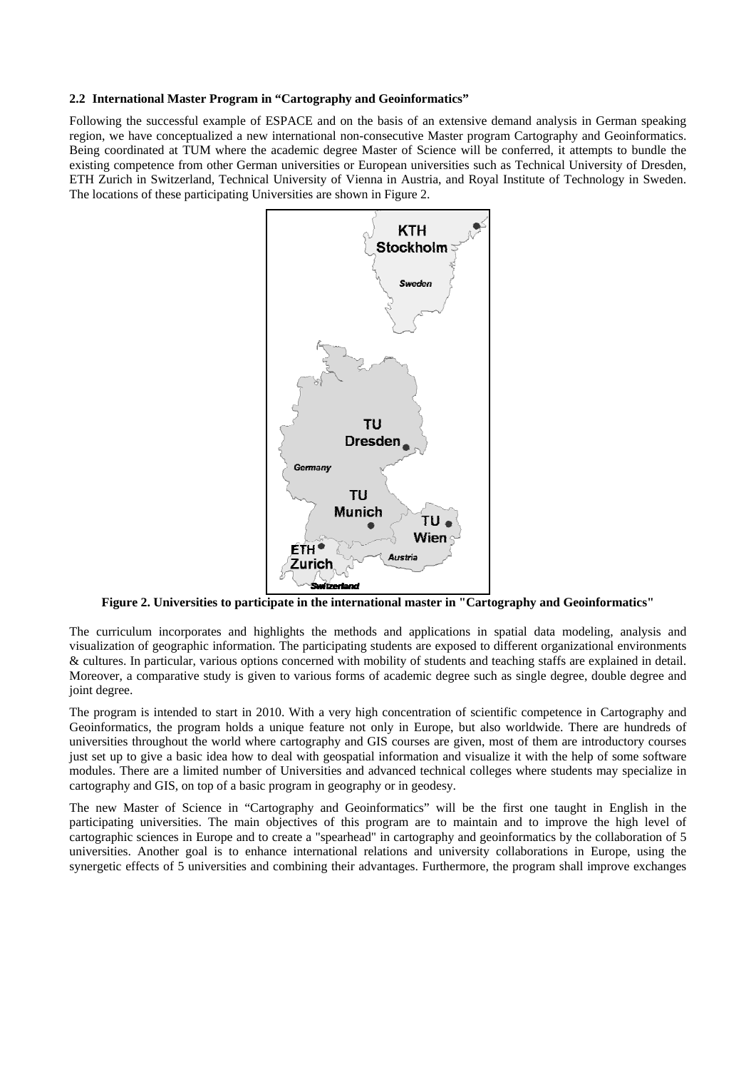### 2.2 International Master Program in "Cartography and Geoinformatics"

Following the successful example of ESPACE and on the basis of an extensive demand analysis in German speaking region, we have conceptualized a new international non-consecutive Master program Cartography and Geoinformatics. Being coordinated at TUM where the academic degree Master of Science will be conferred, it attempts to bundle the existing competence from other German universities or European universities such as Technical University of Dresden, ETH Zurich in Switzerland, Technical University of Vienna in Austria, and Royal Institute of Technology in Sweden. The locations of these participating Universities are shown in Figure 2.

**Figure 2. Universities to participate in the international master in "Cartography and Geoinformatics"**

The curriculum incorporates and highlights the methods and applications in spatial data modeling, analysis and visualization of geographic information. The participating students are exposed to different organizational environments & cultures. In particular, various options concerned with mobility of students and teaching staffs are explained in detail. Moreover, a comparative study is given to various forms of academic degree such as single degree, double degree and joint degree.

The program is intended to start in 2010. With a very high concentration of scientific competence in Cartography and Geoinformatics, the program holds a unique feature not only in Europe, but also worldwide. There are hundreds of universities throughout the world where cartography and GIS courses are given, most of them are introductory courses just set up to give a basic idea how to deal with geospatial information and visualize it with the help of some software modules. There are a limited number of Universities and advanced technical colleges where students may specialize in cartography and GIS, on top of a basic program in geography or in geodesy.

The new Master of Science in "Cartography and Geoinformatics" will be the first one taught in English in the participating universities. The main objectives of this program are to maintain and to improve the high level of cartographic sciences in Europe and to create a "spearhead" in cartography and geoinformatics by the collaboration of 5 universities. Another goal is to enhance international relations and university collaborations in Europe, using the synergetic effects of 5 universities and combining their advantages. Furthermore, the program shall improve exchanges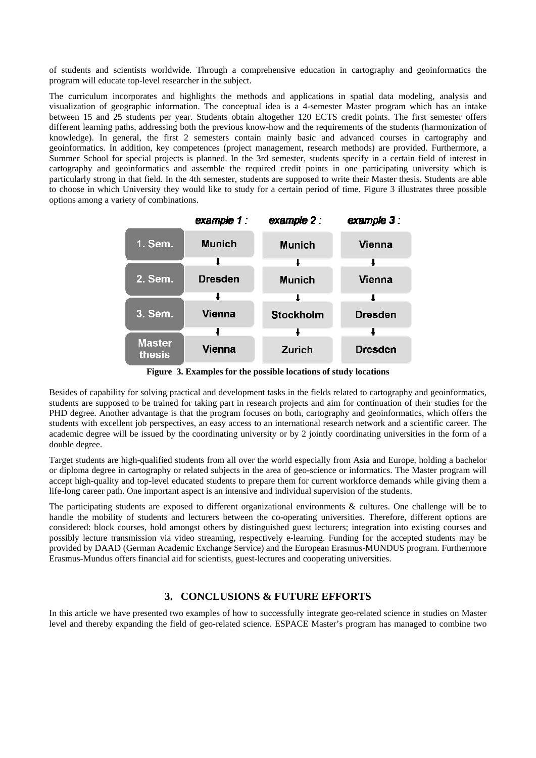of students and scientists worldwide. Through a comprehensive education in cartography and geoinformatics the program will educate top-level researcher in the subject.

The curriculum incorporates and highlights the methods and applications in spatial data modeling, analysis and visualization of geographic information. The conceptual idea is a 4-semester Master program which has an intake between 15 and 25 students per year. Students obtain altogether 120 ECTS credit points. The first semester offers different learning paths, addressing both the previous know-how and the requirements of the students (harmonization of knowledge). In general, the first 2 semesters contain mainly basic and advanced courses in cartography and geoinformatics. In addition, key competences (project management, research methods) are provided. Furthermore, a Summer School for special projects is planned. In the 3rd semester, students specify in a certain field of interest in cartography and geoinformatics and assemble the required credit points in one participating university which is particularly strong in that field. In the 4th semester, students are supposed to write their Master thesis. Students are able to choose in which University they would like to study for a certain period of time. Figure 3 illustrates three possible options among a variety of combinations.

| | *example 1 :* | *example 2 :* | *example 3 :* |
|---|---|---|---|
| **1. Sem.** | Munich | Munich | Vienna |
| **2. Sem.** | Dresden | Munich | Vienna |
| **3. Sem.** | Vienna | Stockholm | Dresden |
| **Master thesis** | Vienna | Zurich | Dresden |

**Figure 3. Examples for the possible locations of study locations**

Besides of capability for solving practical and development tasks in the fields related to cartography and geoinformatics, students are supposed to be trained for taking part in research projects and aim for continuation of their studies for the PHD degree. Another advantage is that the program focuses on both, cartography and geoinformatics, which offers the students with excellent job perspectives, an easy access to an international research network and a scientific career. The academic degree will be issued by the coordinating university or by 2 jointly coordinating universities in the form of a double degree.

Target students are high-qualified students from all over the world especially from Asia and Europe, holding a bachelor or diploma degree in cartography or related subjects in the area of geo-science or informatics. The Master program will accept high-quality and top-level educated students to prepare them for current workforce demands while giving them a life-long career path. One important aspect is an intensive and individual supervision of the students.

The participating students are exposed to different organizational environments & cultures. One challenge will be to handle the mobility of students and lecturers between the co-operating universities. Therefore, different options are considered: block courses, hold amongst others by distinguished guest lecturers; integration into existing courses and possibly lecture transmission via video streaming, respectively e-learning. Funding for the accepted students may be provided by DAAD (German Academic Exchange Service) and the European Erasmus-MUNDUS program. Furthermore Erasmus-Mundus offers financial aid for scientists, guest-lectures and cooperating universities.

## 3. CONCLUSIONS & FUTURE EFFORTS

In this article we have presented two examples of how to successfully integrate geo-related science in studies on Master level and thereby expanding the field of geo-related science. ESPACE Master's program has managed to combine two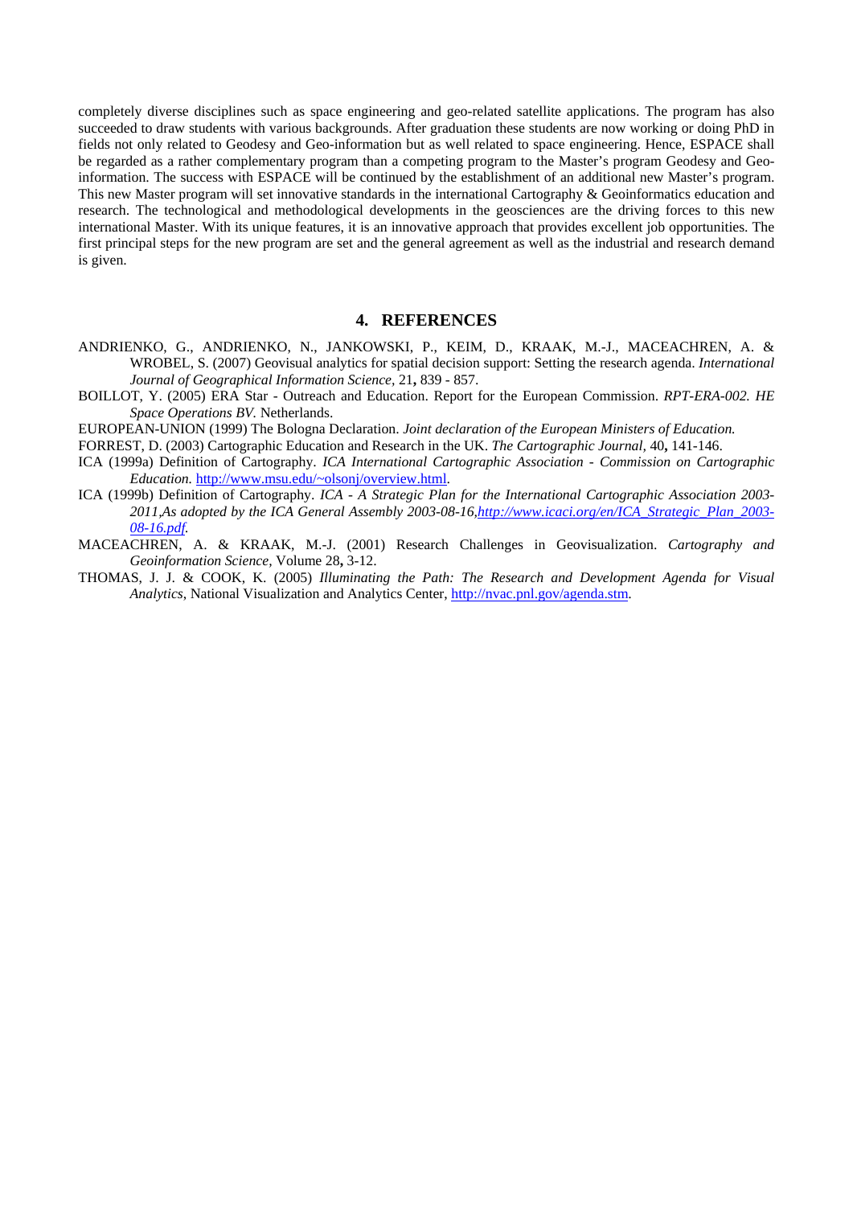completely diverse disciplines such as space engineering and geo-related satellite applications. The program has also succeeded to draw students with various backgrounds. After graduation these students are now working or doing PhD in fields not only related to Geodesy and Geo-information but as well related to space engineering. Hence, ESPACE shall be regarded as a rather complementary program than a competing program to the Master's program Geodesy and Geo-information. The success with ESPACE will be continued by the establishment of an additional new Master's program. This new Master program will set innovative standards in the international Cartography & Geoinformatics education and research. The technological and methodological developments in the geosciences are the driving forces to this new international Master. With its unique features, it is an innovative approach that provides excellent job opportunities. The first principal steps for the new program are set and the general agreement as well as the industrial and research demand is given.

## 4. REFERENCES

ANDRIENKO, G., ANDRIENKO, N., JANKOWSKI, P., KEIM, D., KRAAK, M.-J., MACEACHREN, A. & WROBEL, S. (2007) Geovisual analytics for spatial decision support: Setting the research agenda. *International Journal of Geographical Information Science,* 21**,** 839 - 857.

BOILLOT, Y. (2005) ERA Star - Outreach and Education. Report for the European Commission. *RPT-ERA-002. HE Space Operations BV.* Netherlands.

EUROPEAN-UNION (1999) The Bologna Declaration. *Joint declaration of the European Ministers of Education.*

FORREST, D. (2003) Cartographic Education and Research in the UK. *The Cartographic Journal,* 40**,** 141-146.

ICA (1999a) Definition of Cartography. *ICA International Cartographic Association - Commission on Cartographic Education.* http://www.msu.edu/~olsonj/overview.html.

ICA (1999b) Definition of Cartography. *ICA - A Strategic Plan for the International Cartographic Association 2003-2011,As adopted by the ICA General Assembly 2003-08-16,http://www.icaci.org/en/ICA_Strategic_Plan_2003-08-16.pdf.*

MACEACHREN, A. & KRAAK, M.-J. (2001) Research Challenges in Geovisualization. *Cartography and Geoinformation Science,* Volume 28**,** 3-12.

THOMAS, J. J. & COOK, K. (2005) *Illuminating the Path: The Research and Development Agenda for Visual Analytics*, National Visualization and Analytics Center, http://nvac.pnl.gov/agenda.stm.